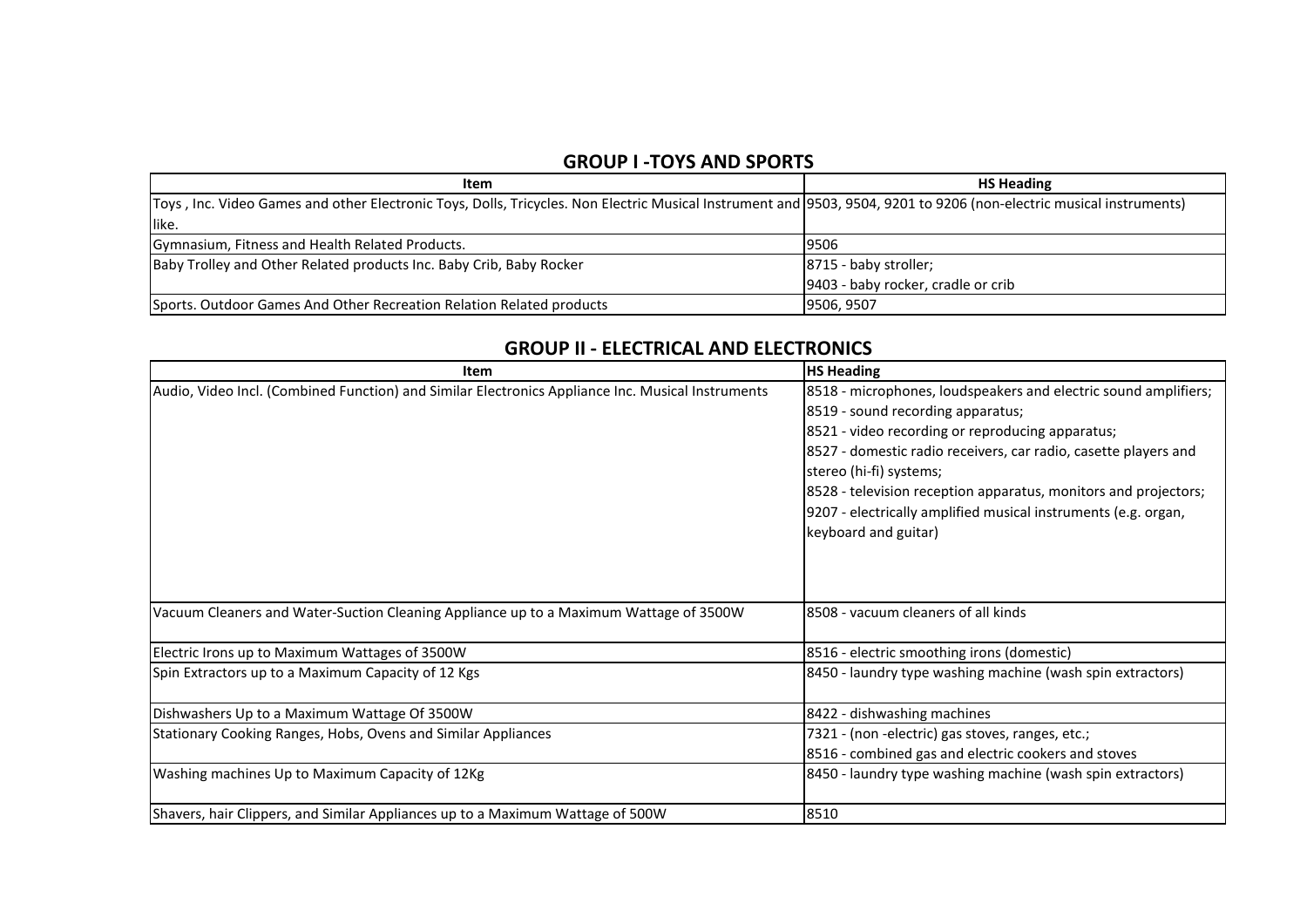## GROUP I -TOYS AND SPORTS

| Item | HS Heading |
|---|---|
| Toys , Inc. Video Games and other Electronic Toys, Dolls, Tricycles. Non Electric Musical Instrument and like. | 9503, 9504, 9201 to 9206 (non-electric musical instruments) |
| Gymnasium, Fitness and Health Related Products. | 9506 |
| Baby Trolley and Other Related products Inc. Baby Crib, Baby Rocker | 8715 - baby stroller;<br>9403 - baby rocker, cradle or crib |
| Sports. Outdoor Games And Other Recreation Relation Related products | 9506, 9507 |

## GROUP II - ELECTRICAL AND ELECTRONICS

| Item | HS Heading |
|---|---|
| Audio, Video Incl. (Combined Function) and Similar Electronics Appliance Inc. Musical Instruments | 8518 - microphones, loudspeakers and electric sound amplifiers;<br>8519 - sound recording apparatus;<br>8521 - video recording or reproducing apparatus;<br>8527 - domestic radio receivers, car radio, casette players and stereo (hi-fi) systems;<br>8528 - television reception apparatus, monitors and projectors;<br>9207 - electrically amplified musical instruments (e.g. organ, keyboard and guitar) |
| Vacuum Cleaners and Water-Suction Cleaning Appliance up to a Maximum Wattage of 3500W | 8508 - vacuum cleaners of all kinds |
| Electric Irons up to Maximum Wattages of 3500W | 8516 - electric smoothing irons (domestic) |
| Spin Extractors up to a Maximum Capacity of 12 Kgs | 8450 - laundry type washing machine (wash spin extractors) |
| Dishwashers Up to a Maximum Wattage Of 3500W | 8422 - dishwashing machines |
| Stationary Cooking Ranges, Hobs, Ovens and Similar Appliances | 7321 - (non -electric) gas stoves, ranges, etc.;<br>8516 - combined gas and electric cookers and stoves |
| Washing machines Up to Maximum Capacity of 12Kg | 8450 - laundry type washing machine (wash spin extractors) |
| Shavers, hair Clippers, and Similar Appliances up to a Maximum Wattage of 500W | 8510 |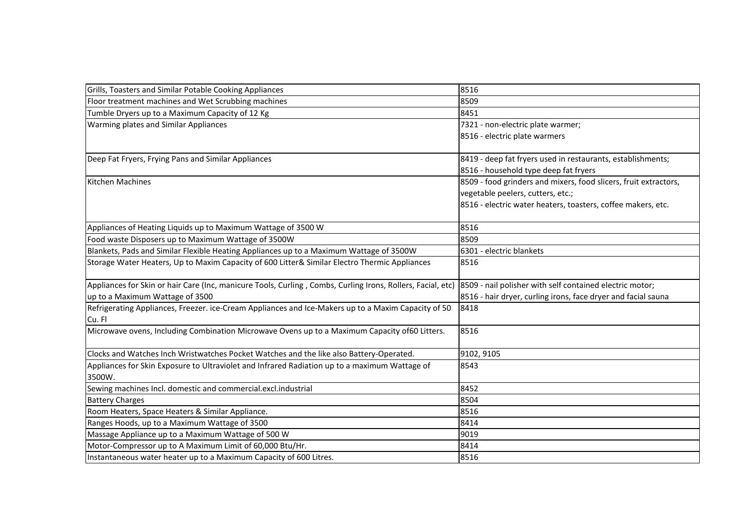| | |
|---|---|
| Grills, Toasters and Similar Potable Cooking Appliances | 8516 |
| Floor treatment machines and Wet Scrubbing machines | 8509 |
| Tumble Dryers up to a Maximum Capacity of 12 Kg | 8451 |
| Warming plates and Similar Appliances | 7321 - non-electric plate warmer;<br>8516 - electric plate warmers |
| Deep Fat Fryers, Frying Pans and Similar Appliances | 8419 - deep fat fryers used in restaurants, establishments;<br>8516 - household type deep fat fryers |
| Kitchen Machines | 8509 - food grinders and mixers, food slicers, fruit extractors, vegetable peelers, cutters, etc.;<br>8516 - electric water heaters, toasters, coffee makers, etc. |
| Appliances of Heating Liquids up to Maximum Wattage of 3500 W | 8516 |
| Food waste Disposers up to Maximum Wattage of 3500W | 8509 |
| Blankets, Pads and Similar Flexible Heating Appliances up to a Maximum Wattage of 3500W | 6301 - electric blankets |
| Storage Water Heaters, Up to Maxim Capacity of 600 Litter& Similar Electro Thermic Appliances | 8516 |
| Appliances for Skin or hair Care (Inc, manicure Tools, Curling , Combs, Curling Irons, Rollers, Facial, etc) up to a Maximum Wattage of 3500 | 8509 - nail polisher with self contained electric motor;<br>8516 - hair dryer, curling irons, face dryer and facial sauna |
| Refrigerating Appliances, Freezer. ice-Cream Appliances and Ice-Makers up to a Maxim Capacity of 50 Cu. Fl | 8418 |
| Microwave ovens, Including Combination Microwave Ovens up to a Maximum Capacity of60 Litters. | 8516 |
| Clocks and Watches Inch Wristwatches Pocket Watches and the like also Battery-Operated. | 9102, 9105 |
| Appliances for Skin Exposure to Ultraviolet and Infrared Radiation up to a maximum Wattage of 3500W. | 8543 |
| Sewing machines Incl. domestic and commercial.excl.industrial | 8452 |
| Battery Charges | 8504 |
| Room Heaters, Space Heaters & Similar Appliance. | 8516 |
| Ranges Hoods, up to a Maximum Wattage of 3500 | 8414 |
| Massage Appliance up to a Maximum Wattage of 500 W | 9019 |
| Motor-Compressor up to A Maximum Limit of 60,000 Btu/Hr. | 8414 |
| Instantaneous water heater up to a Maximum Capacity of 600 Litres. | 8516 |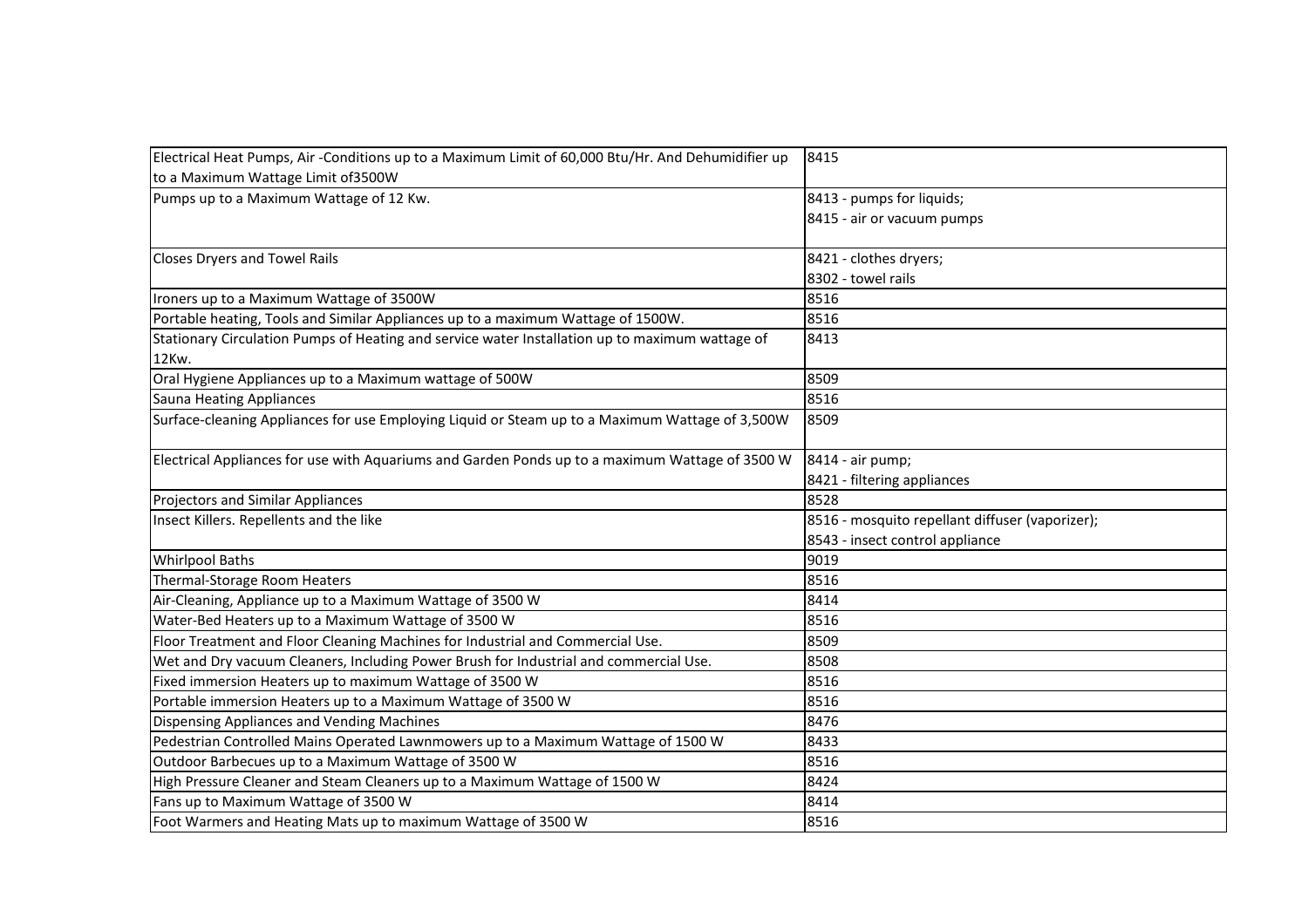| | |
|---|---|
| Electrical Heat Pumps, Air -Conditions up to a Maximum Limit of 60,000 Btu/Hr. And Dehumidifier up to a Maximum Wattage Limit of3500W | 8415 |
| Pumps up to a Maximum Wattage of 12 Kw. | 8413 - pumps for liquids;<br>8415 - air or vacuum pumps |
| Closes Dryers and Towel Rails | 8421 - clothes dryers;<br>8302 - towel rails |
| Ironers up to a Maximum Wattage of 3500W | 8516 |
| Portable heating, Tools and Similar Appliances up to a maximum Wattage of 1500W. | 8516 |
| Stationary Circulation Pumps of Heating and service water Installation up to maximum wattage of 12Kw. | 8413 |
| Oral Hygiene Appliances up to a Maximum wattage of 500W | 8509 |
| Sauna Heating Appliances | 8516 |
| Surface-cleaning Appliances for use Employing Liquid or Steam up to a Maximum Wattage of 3,500W | 8509 |
| Electrical Appliances for use with Aquariums and Garden Ponds up to a maximum Wattage of 3500 W | 8414 - air pump;<br>8421 - filtering appliances |
| Projectors and Similar Appliances | 8528 |
| Insect Killers. Repellents and the like | 8516 - mosquito repellant diffuser (vaporizer);<br>8543 - insect control appliance |
| Whirlpool Baths | 9019 |
| Thermal-Storage Room Heaters | 8516 |
| Air-Cleaning, Appliance up to a Maximum Wattage of 3500 W | 8414 |
| Water-Bed Heaters up to a Maximum Wattage of 3500 W | 8516 |
| Floor Treatment and Floor Cleaning Machines for Industrial and Commercial Use. | 8509 |
| Wet and Dry vacuum Cleaners, Including Power Brush for Industrial and commercial Use. | 8508 |
| Fixed immersion Heaters up to maximum Wattage of 3500 W | 8516 |
| Portable immersion Heaters up to a Maximum Wattage of 3500 W | 8516 |
| Dispensing Appliances and Vending Machines | 8476 |
| Pedestrian Controlled Mains Operated Lawnmowers up to a Maximum Wattage of 1500 W | 8433 |
| Outdoor Barbecues up to a Maximum Wattage of 3500 W | 8516 |
| High Pressure Cleaner and Steam Cleaners up to a Maximum Wattage of 1500 W | 8424 |
| Fans up to Maximum Wattage of 3500 W | 8414 |
| Foot Warmers and Heating Mats up to maximum Wattage of 3500 W | 8516 |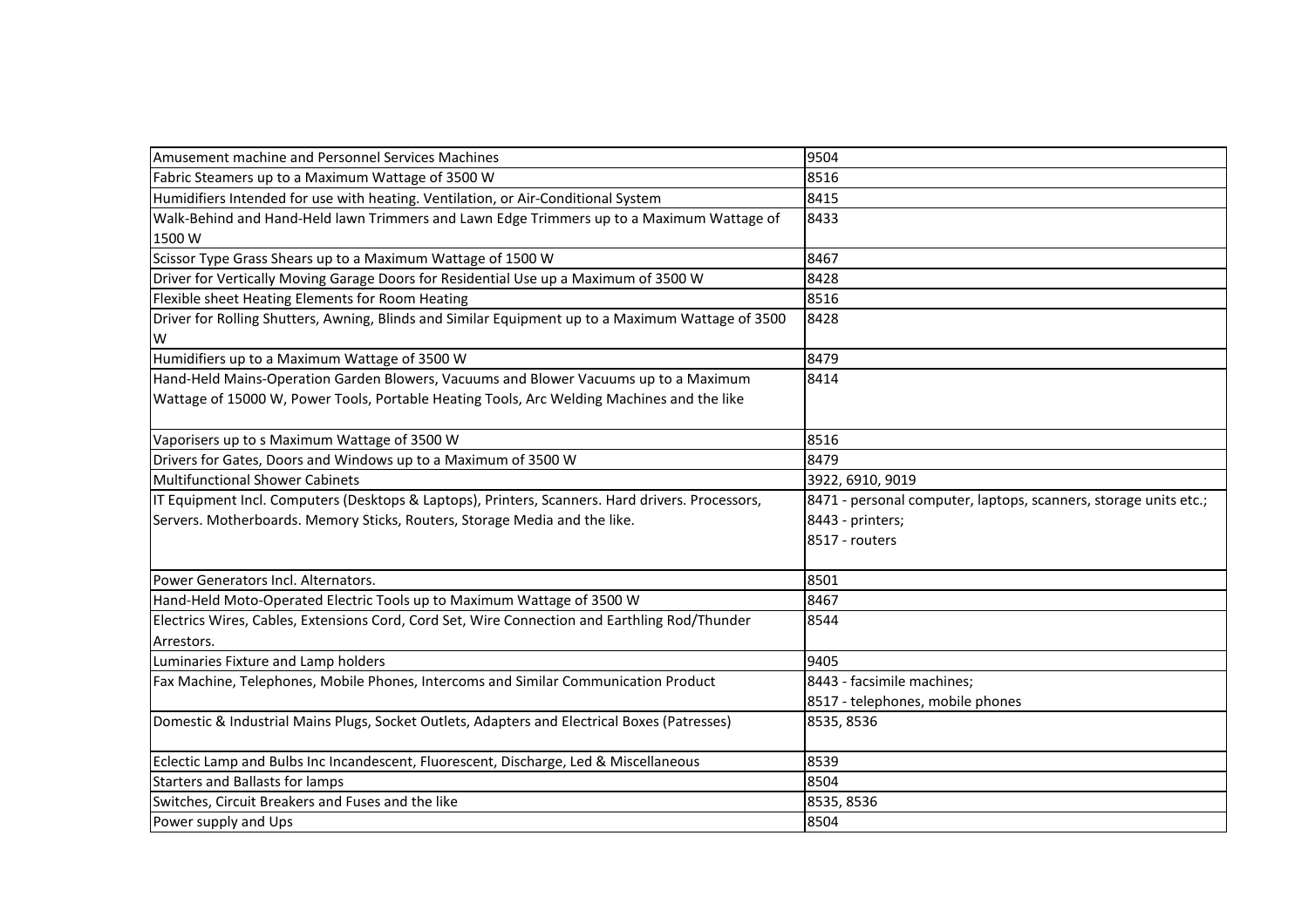| | |
|---|---|
| Amusement machine and Personnel Services Machines | 9504 |
| Fabric Steamers up to a Maximum Wattage of 3500 W | 8516 |
| Humidifiers Intended for use with heating. Ventilation, or Air-Conditional System | 8415 |
| Walk-Behind and Hand-Held lawn Trimmers and Lawn Edge Trimmers up to a Maximum Wattage of 1500 W | 8433 |
| Scissor Type Grass Shears up to a Maximum Wattage of 1500 W | 8467 |
| Driver for Vertically Moving Garage Doors for Residential Use up a Maximum of 3500 W | 8428 |
| Flexible sheet Heating Elements for Room Heating | 8516 |
| Driver for Rolling Shutters, Awning, Blinds and Similar Equipment up to a Maximum Wattage of 3500 W | 8428 |
| Humidifiers up to a Maximum Wattage of 3500 W | 8479 |
| Hand-Held Mains-Operation Garden Blowers, Vacuums and Blower Vacuums up to a Maximum Wattage of 15000 W, Power Tools, Portable Heating Tools, Arc Welding Machines and the like | 8414 |
| Vaporisers up to s Maximum Wattage of 3500 W | 8516 |
| Drivers for Gates, Doors and Windows up to a Maximum of 3500 W | 8479 |
| Multifunctional Shower Cabinets | 3922, 6910, 9019 |
| IT Equipment Incl. Computers (Desktops & Laptops), Printers, Scanners. Hard drivers. Processors, Servers. Motherboards. Memory Sticks, Routers, Storage Media and the like. | 8471 - personal computer, laptops, scanners, storage units etc.; 8443 - printers; 8517 - routers |
| Power Generators Incl. Alternators. | 8501 |
| Hand-Held Moto-Operated Electric Tools up to Maximum Wattage of 3500 W | 8467 |
| Electrics Wires, Cables, Extensions Cord, Cord Set, Wire Connection and Earthling Rod/Thunder Arrestors. | 8544 |
| Luminaries Fixture and Lamp holders | 9405 |
| Fax Machine, Telephones, Mobile Phones, Intercoms and Similar Communication Product | 8443 - facsimile machines; 8517 - telephones, mobile phones |
| Domestic & Industrial Mains Plugs, Socket Outlets, Adapters and Electrical Boxes (Patresses) | 8535, 8536 |
| Eclectic Lamp and Bulbs Inc Incandescent, Fluorescent, Discharge, Led & Miscellaneous | 8539 |
| Starters and Ballasts for lamps | 8504 |
| Switches, Circuit Breakers and Fuses and the like | 8535, 8536 |
| Power supply and Ups | 8504 |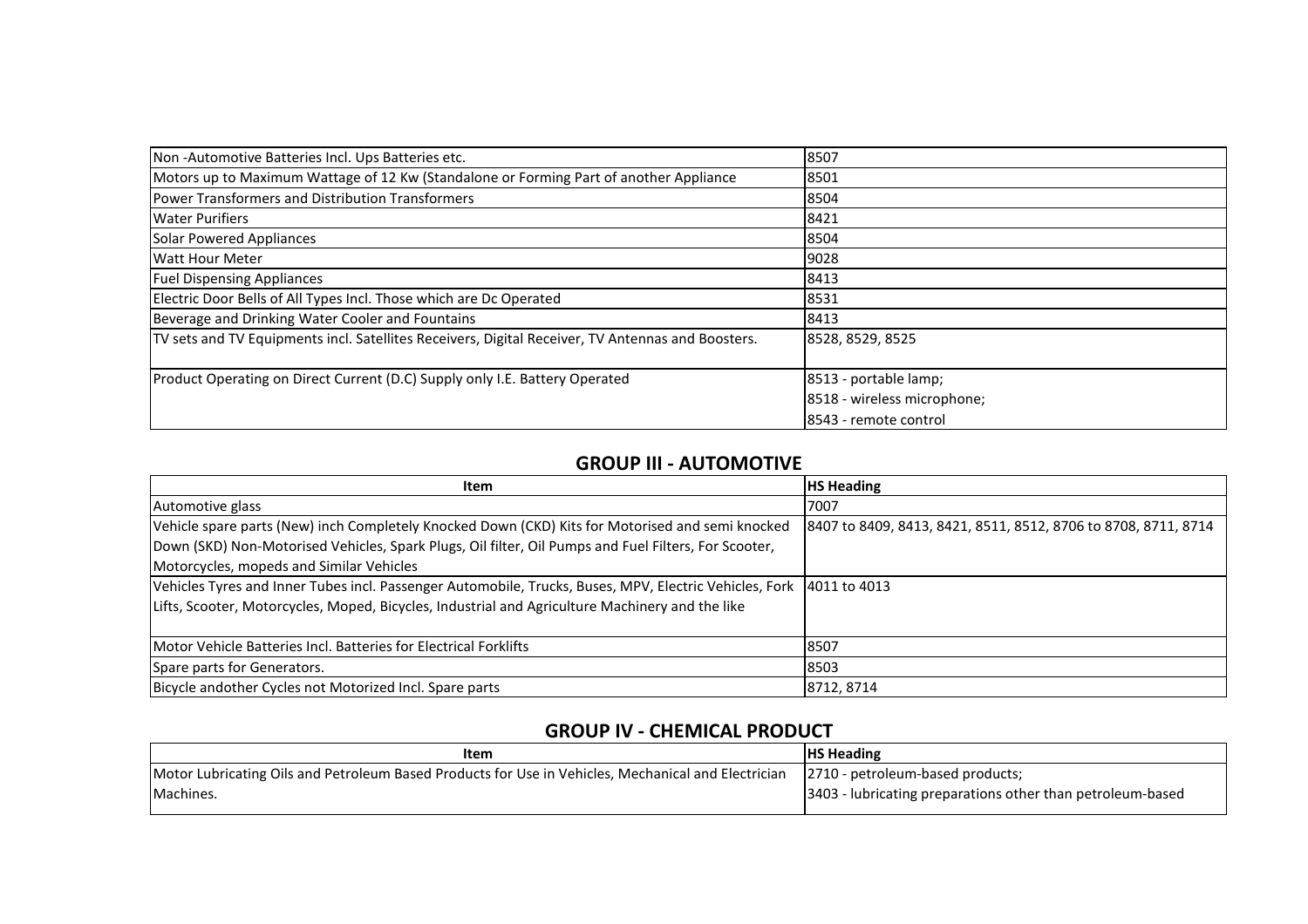| | |
|---|---|
| Non -Automotive Batteries Incl. Ups Batteries etc. | 8507 |
| Motors up to Maximum Wattage of 12 Kw (Standalone or Forming Part of another Appliance | 8501 |
| Power Transformers and Distribution Transformers | 8504 |
| Water Purifiers | 8421 |
| Solar Powered Appliances | 8504 |
| Watt Hour Meter | 9028 |
| Fuel Dispensing Appliances | 8413 |
| Electric Door Bells of All Types Incl. Those which are Dc Operated | 8531 |
| Beverage and Drinking Water Cooler and Fountains | 8413 |
| TV sets and TV Equipments incl. Satellites Receivers, Digital Receiver, TV Antennas and Boosters. | 8528, 8529, 8525 |
| Product Operating on Direct Current (D.C) Supply only I.E. Battery Operated | 8513 - portable lamp;<br>8518 - wireless microphone;<br>8543 - remote control |

## GROUP III - AUTOMOTIVE

| Item | HS Heading |
|---|---|
| Automotive glass | 7007 |
| Vehicle spare parts (New) inch Completely Knocked Down (CKD) Kits for Motorised and semi knocked Down (SKD) Non-Motorised Vehicles, Spark Plugs, Oil filter, Oil Pumps and Fuel Filters, For Scooter, Motorcycles, mopeds and Similar Vehicles | 8407 to 8409, 8413, 8421, 8511, 8512, 8706 to 8708, 8711, 8714 |
| Vehicles Tyres and Inner Tubes incl. Passenger Automobile, Trucks, Buses, MPV, Electric Vehicles, Fork Lifts, Scooter, Motorcycles, Moped, Bicycles, Industrial and Agriculture Machinery and the like | 4011 to 4013 |
| Motor Vehicle Batteries Incl. Batteries for Electrical Forklifts | 8507 |
| Spare parts for Generators. | 8503 |
| Bicycle andother Cycles not Motorized Incl. Spare parts | 8712, 8714 |

## GROUP IV - CHEMICAL PRODUCT

| Item | HS Heading |
|---|---|
| Motor Lubricating Oils and Petroleum Based Products for Use in Vehicles, Mechanical and Electrician Machines. | 2710 - petroleum-based products;<br>3403 - lubricating preparations other than petroleum-based |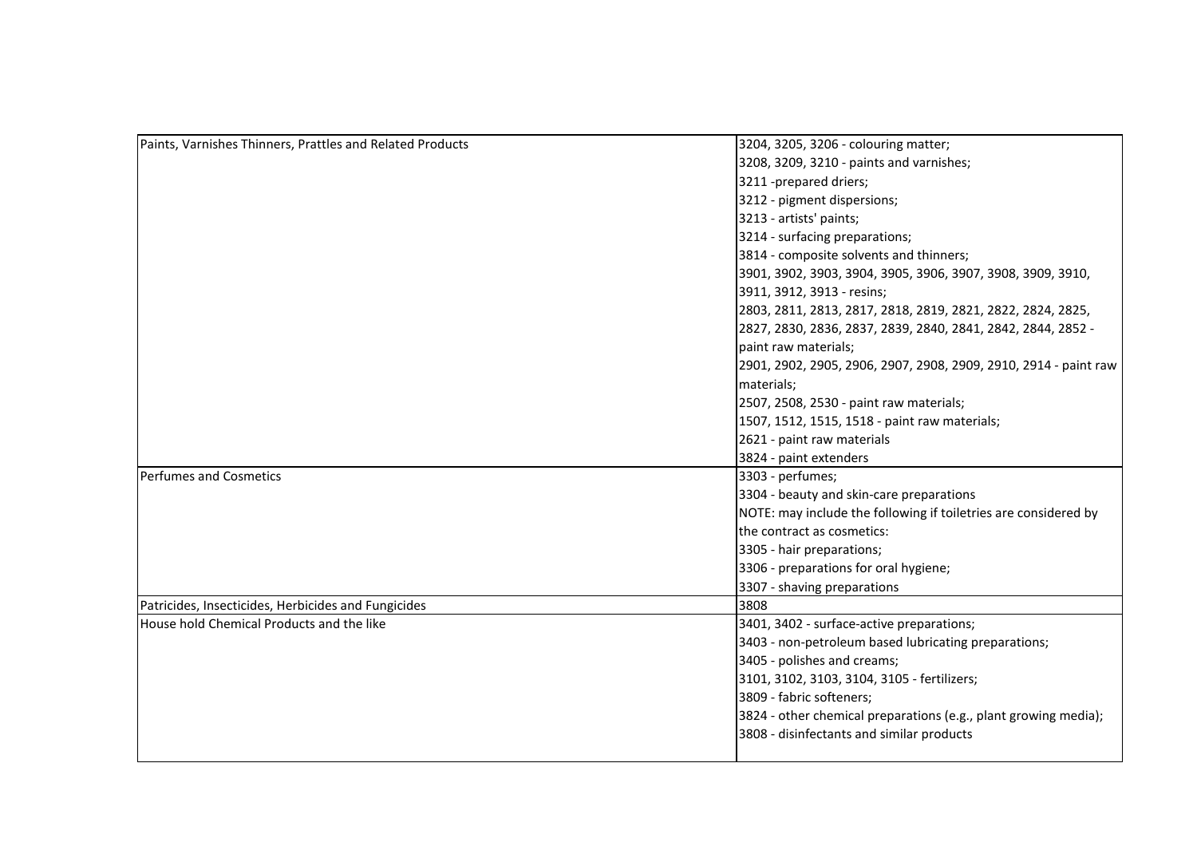| | |
|---|---|
| Paints, Varnishes Thinners, Prattles and Related Products | 3204, 3205, 3206 - colouring matter;<br>3208, 3209, 3210 - paints and varnishes;<br>3211 -prepared driers;<br>3212 - pigment dispersions;<br>3213 - artists' paints;<br>3214 - surfacing preparations;<br>3814 - composite solvents and thinners;<br>3901, 3902, 3903, 3904, 3905, 3906, 3907, 3908, 3909, 3910, 3911, 3912, 3913 - resins;<br>2803, 2811, 2813, 2817, 2818, 2819, 2821, 2822, 2824, 2825, 2827, 2830, 2836, 2837, 2839, 2840, 2841, 2842, 2844, 2852 - paint raw materials;<br>2901, 2902, 2905, 2906, 2907, 2908, 2909, 2910, 2914 - paint raw materials;<br>2507, 2508, 2530 - paint raw materials;<br>1507, 1512, 1515, 1518 - paint raw materials;<br>2621 - paint raw materials<br>3824 - paint extenders |
| Perfumes and Cosmetics | 3303 - perfumes;<br>3304 - beauty and skin-care preparations<br>NOTE: may include the following if toiletries are considered by the contract as cosmetics:<br>3305 - hair preparations;<br>3306 - preparations for oral hygiene;<br>3307 - shaving preparations |
| Patricides, Insecticides, Herbicides and Fungicides | 3808 |
| House hold Chemical Products and the like | 3401, 3402 - surface-active preparations;<br>3403 - non-petroleum based lubricating preparations;<br>3405 - polishes and creams;<br>3101, 3102, 3103, 3104, 3105 - fertilizers;<br>3809 - fabric softeners;<br>3824 - other chemical preparations (e.g., plant growing media);<br>3808 - disinfectants and similar products |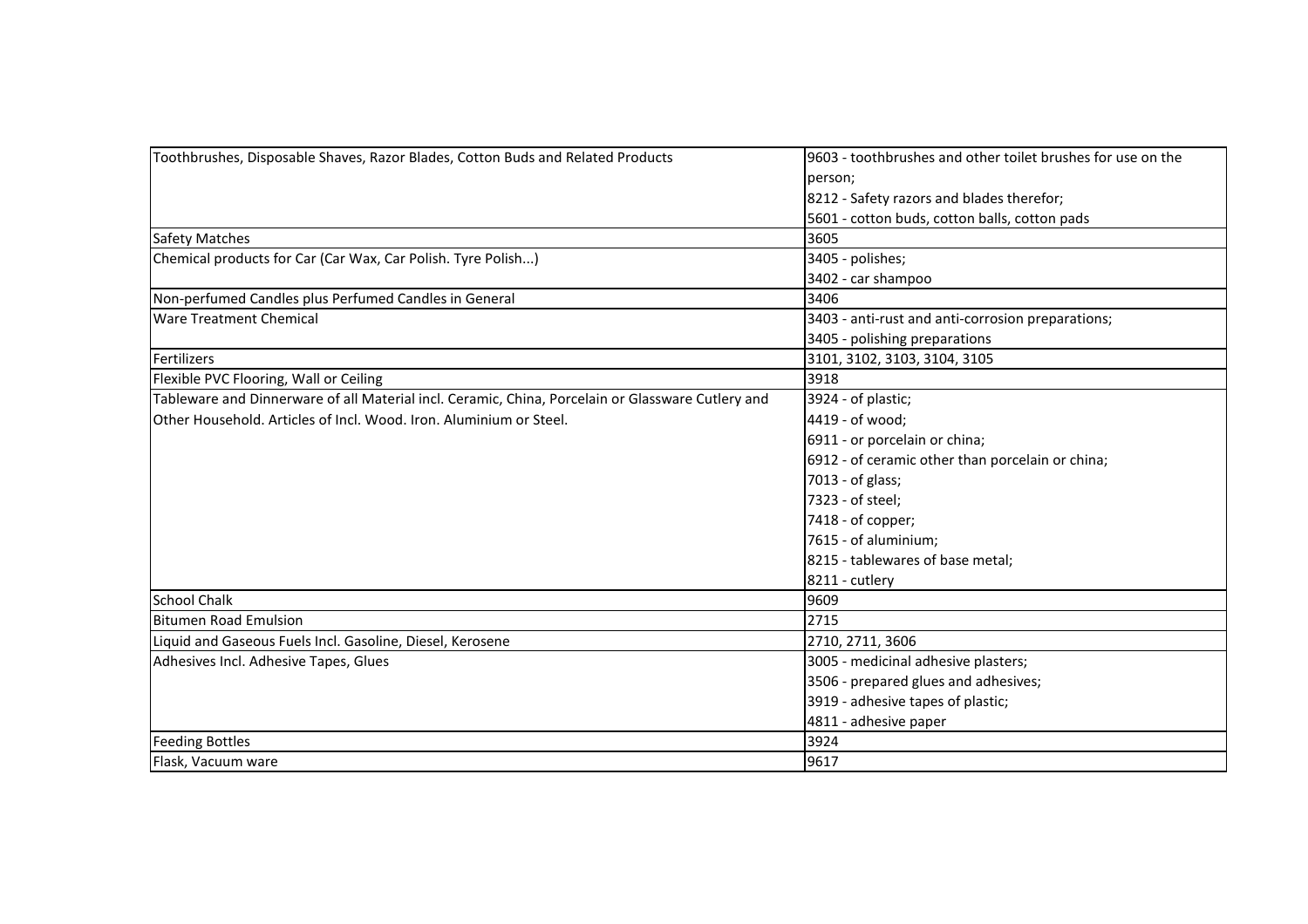| | |
|---|---|
| Toothbrushes, Disposable Shaves, Razor Blades, Cotton Buds and Related Products | 9603 - toothbrushes and other toilet brushes for use on the person;<br>8212 - Safety razors and blades therefor;<br>5601 - cotton buds, cotton balls, cotton pads |
| Safety Matches | 3605 |
| Chemical products for Car (Car Wax, Car Polish. Tyre Polish...) | 3405 - polishes;<br>3402 - car shampoo |
| Non-perfumed Candles plus Perfumed Candles in General | 3406 |
| Ware Treatment Chemical | 3403 - anti-rust and anti-corrosion preparations;<br>3405 - polishing preparations |
| Fertilizers | 3101, 3102, 3103, 3104, 3105 |
| Flexible PVC Flooring, Wall or Ceiling | 3918 |
| Tableware and Dinnerware of all Material incl. Ceramic, China, Porcelain or Glassware Cutlery and Other Household. Articles of Incl. Wood. Iron. Aluminium or Steel. | 3924 - of plastic;<br>4419 - of wood;<br>6911 - or porcelain or china;<br>6912 - of ceramic other than porcelain or china;<br>7013 - of glass;<br>7323 - of steel;<br>7418 - of copper;<br>7615 - of aluminium;<br>8215 - tablewares of base metal;<br>8211 - cutlery |
| School Chalk | 9609 |
| Bitumen Road Emulsion | 2715 |
| Liquid and Gaseous Fuels Incl. Gasoline, Diesel, Kerosene | 2710, 2711, 3606 |
| Adhesives Incl. Adhesive Tapes, Glues | 3005 - medicinal adhesive plasters;<br>3506 - prepared glues and adhesives;<br>3919 - adhesive tapes of plastic;<br>4811 - adhesive paper |
| Feeding Bottles | 3924 |
| Flask, Vacuum ware | 9617 |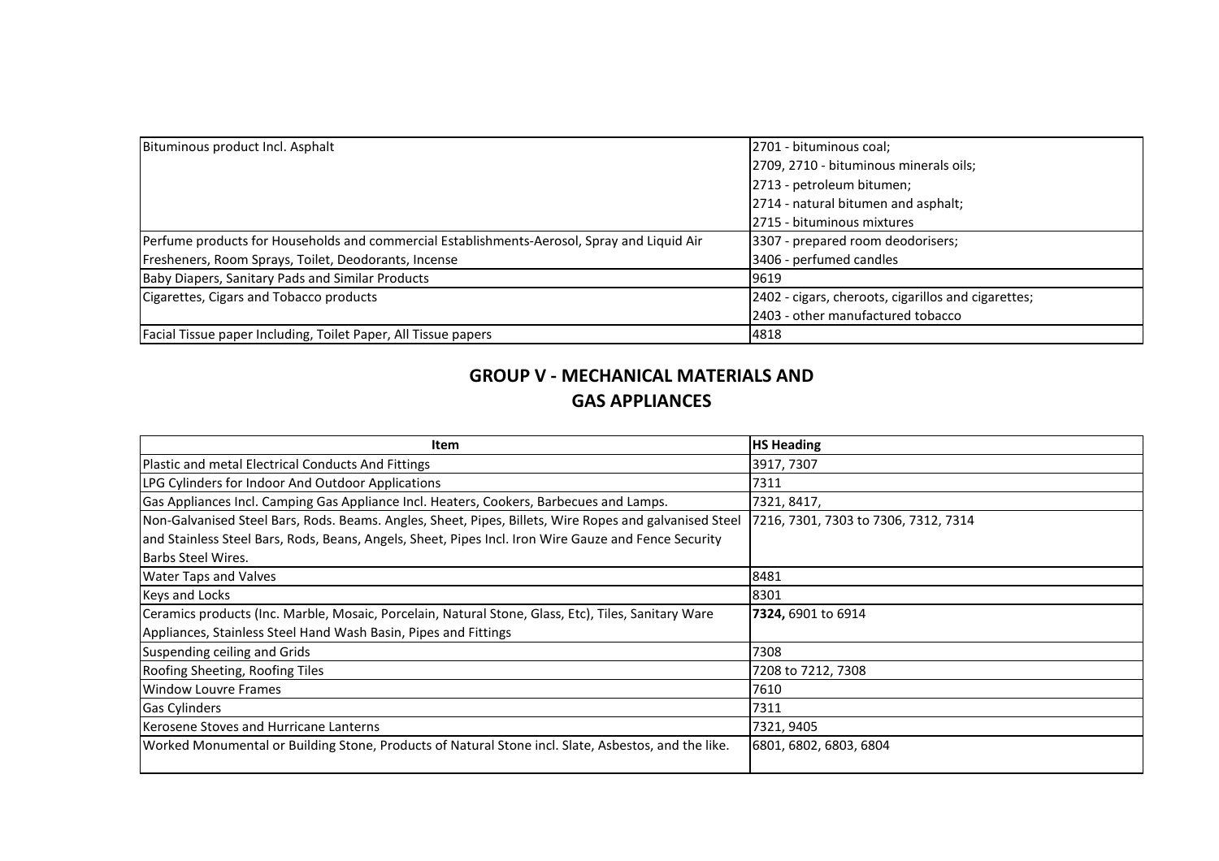| | |
|---|---|
| Bituminous product Incl. Asphalt | 2701 - bituminous coal;<br>2709, 2710 - bituminous minerals oils;<br>2713 - petroleum bitumen;<br>2714 - natural bitumen and asphalt;<br>2715 - bituminous mixtures |
| Perfume products for Households and commercial Establishments-Aerosol, Spray and Liquid Air Fresheners, Room Sprays, Toilet, Deodorants, Incense | 3307 - prepared room deodorisers;<br>3406 - perfumed candles |
| Baby Diapers, Sanitary Pads and Similar Products | 9619 |
| Cigarettes, Cigars and Tobacco products | 2402 - cigars, cheroots, cigarillos and cigarettes;<br>2403 - other manufactured tobacco |
| Facial Tissue paper Including, Toilet Paper, All Tissue papers | 4818 |

## GROUP V - MECHANICAL MATERIALS AND GAS APPLIANCES

| Item | HS Heading |
|---|---|
| Plastic and metal Electrical Conducts And Fittings | 3917, 7307 |
| LPG Cylinders for Indoor And Outdoor Applications | 7311 |
| Gas Appliances Incl. Camping Gas Appliance Incl. Heaters, Cookers, Barbecues and Lamps. | 7321, 8417, |
| Non-Galvanised Steel Bars, Rods. Beams. Angles, Sheet, Pipes, Billets, Wire Ropes and galvanised Steel and Stainless Steel Bars, Rods, Beans, Angels, Sheet, Pipes Incl. Iron Wire Gauze and Fence Security Barbs Steel Wires. | 7216, 7301, 7303 to 7306, 7312, 7314 |
| Water Taps and Valves | 8481 |
| Keys and Locks | 8301 |
| Ceramics products (Inc. Marble, Mosaic, Porcelain, Natural Stone, Glass, Etc), Tiles, Sanitary Ware Appliances, Stainless Steel Hand Wash Basin, Pipes and Fittings | **7324,** 6901 to 6914 |
| Suspending ceiling and Grids | 7308 |
| Roofing Sheeting, Roofing Tiles | 7208 to 7212, 7308 |
| Window Louvre Frames | 7610 |
| Gas Cylinders | 7311 |
| Kerosene Stoves and Hurricane Lanterns | 7321, 9405 |
| Worked Monumental or Building Stone, Products of Natural Stone incl. Slate, Asbestos, and the like. | 6801, 6802, 6803, 6804 |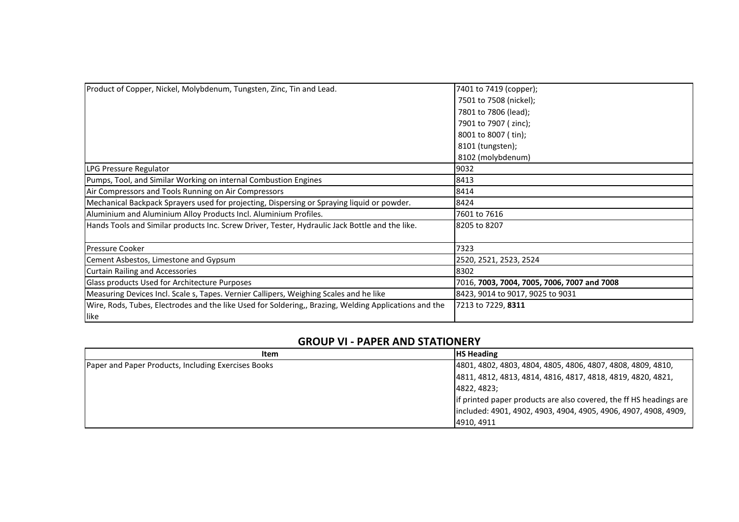| | |
|---|---|
| Product of Copper, Nickel, Molybdenum, Tungsten, Zinc, Tin and Lead. | 7401 to 7419 (copper);<br>7501 to 7508 (nickel);<br>7801 to 7806 (lead);<br>7901 to 7907 ( zinc);<br>8001 to 8007 ( tin);<br>8101 (tungsten);<br>8102 (molybdenum) |
| LPG Pressure Regulator | 9032 |
| Pumps, Tool, and Similar Working on internal Combustion Engines | 8413 |
| Air Compressors and Tools Running on Air Compressors | 8414 |
| Mechanical Backpack Sprayers used for projecting, Dispersing or Spraying liquid or powder. | 8424 |
| Aluminium and Aluminium Alloy Products Incl. Aluminium Profiles. | 7601 to 7616 |
| Hands Tools and Similar products Inc. Screw Driver, Tester, Hydraulic Jack Bottle and the like. | 8205 to 8207 |
| Pressure Cooker | 7323 |
| Cement Asbestos, Limestone and Gypsum | 2520, 2521, 2523, 2524 |
| Curtain Railing and Accessories | 8302 |
| Glass products Used for Architecture Purposes | 7016, **7003, 7004, 7005, 7006, 7007 and 7008** |
| Measuring Devices Incl. Scale s, Tapes. Vernier Callipers, Weighing Scales and he like | 8423, 9014 to 9017, 9025 to 9031 |
| Wire, Rods, Tubes, Electrodes and the like Used for Soldering,, Brazing, Welding Applications and the like | 7213 to 7229, **8311** |

## GROUP VI - PAPER AND STATIONERY

| Item | HS Heading |
|---|---|
| Paper and Paper Products, Including Exercises Books | 4801, 4802, 4803, 4804, 4805, 4806, 4807, 4808, 4809, 4810, 4811, 4812, 4813, 4814, 4816, 4817, 4818, 4819, 4820, 4821, 4822, 4823;<br>if printed paper products are also covered, the ff HS headings are included: 4901, 4902, 4903, 4904, 4905, 4906, 4907, 4908, 4909, 4910, 4911 |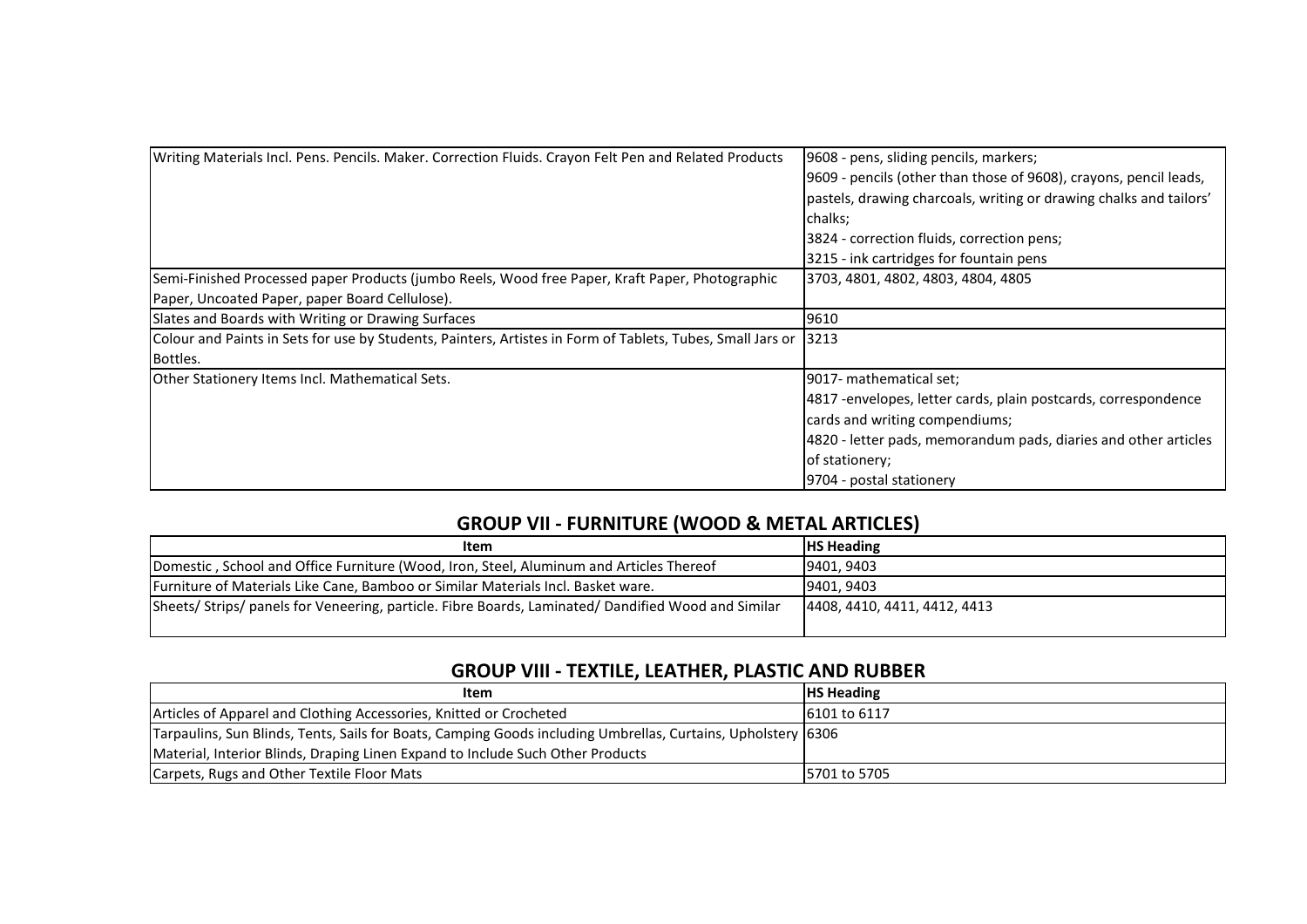| | |
|---|---|
| Writing Materials Incl. Pens. Pencils. Maker. Correction Fluids. Crayon Felt Pen and Related Products | 9608 - pens, sliding pencils, markers;<br>9609 - pencils (other than those of 9608), crayons, pencil leads, pastels, drawing charcoals, writing or drawing chalks and tailors' chalks;<br>3824 - correction fluids, correction pens;<br>3215 - ink cartridges for fountain pens |
| Semi-Finished Processed paper Products (jumbo Reels, Wood free Paper, Kraft Paper, Photographic Paper, Uncoated Paper, paper Board Cellulose). | 3703, 4801, 4802, 4803, 4804, 4805 |
| Slates and Boards with Writing or Drawing Surfaces | 9610 |
| Colour and Paints in Sets for use by Students, Painters, Artistes in Form of Tablets, Tubes, Small Jars or Bottles. | 3213 |
| Other Stationery Items Incl. Mathematical Sets. | 9017- mathematical set;<br>4817 -envelopes, letter cards, plain postcards, correspondence cards and writing compendiums;<br>4820 - letter pads, memorandum pads, diaries and other articles of stationery;<br>9704 - postal stationery |

## GROUP VII - FURNITURE (WOOD & METAL ARTICLES)

| Item | HS Heading |
|---|---|
| Domestic , School and Office Furniture (Wood, Iron, Steel, Aluminum and Articles Thereof | 9401, 9403 |
| Furniture of Materials Like Cane, Bamboo or Similar Materials Incl. Basket ware. | 9401, 9403 |
| Sheets/ Strips/ panels for Veneering, particle. Fibre Boards, Laminated/ Dandified Wood and Similar | 4408, 4410, 4411, 4412, 4413 |

## GROUP VIII - TEXTILE, LEATHER, PLASTIC AND RUBBER

| Item | HS Heading |
|---|---|
| Articles of Apparel and Clothing Accessories, Knitted or Crocheted | 6101 to 6117 |
| Tarpaulins, Sun Blinds, Tents, Sails for Boats, Camping Goods including Umbrellas, Curtains, Upholstery Material, Interior Blinds, Draping Linen Expand to Include Such Other Products | 6306 |
| Carpets, Rugs and Other Textile Floor Mats | 5701 to 5705 |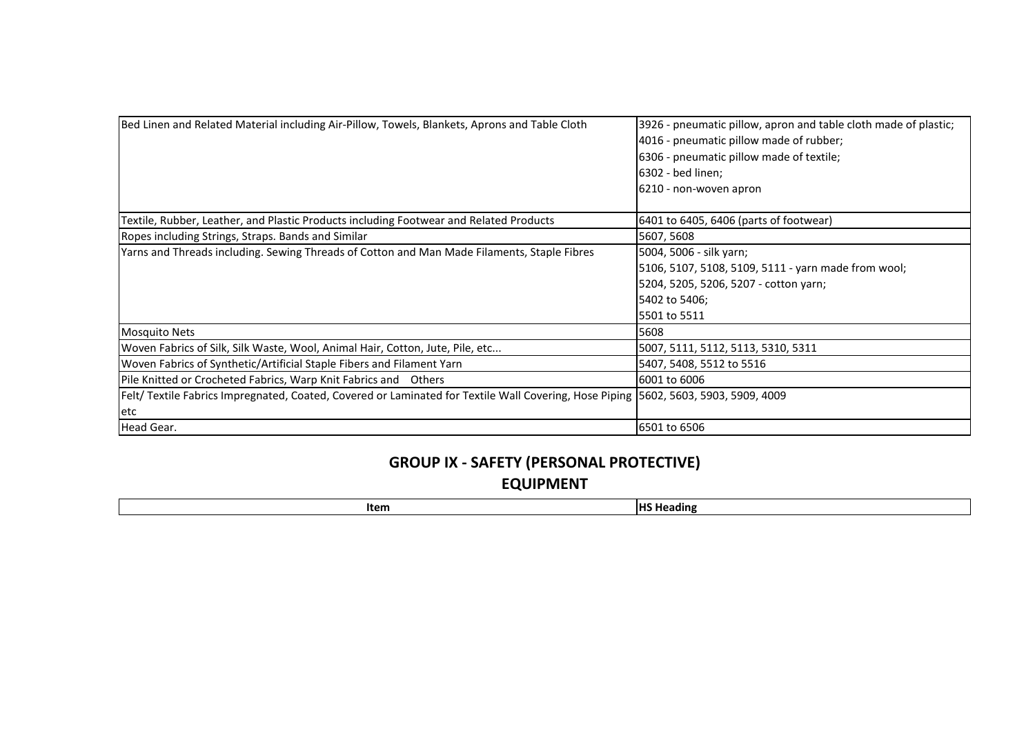| | |
|---|---|
| Bed Linen and Related Material including Air-Pillow, Towels, Blankets, Aprons and Table Cloth | 3926 - pneumatic pillow, apron and table cloth made of plastic;<br>4016 - pneumatic pillow made of rubber;<br>6306 - pneumatic pillow made of textile;<br>6302 - bed linen;<br>6210 - non-woven apron |
| Textile, Rubber, Leather, and Plastic Products including Footwear and Related Products | 6401 to 6405, 6406 (parts of footwear) |
| Ropes including Strings, Straps. Bands and Similar | 5607, 5608 |
| Yarns and Threads including. Sewing Threads of Cotton and Man Made Filaments, Staple Fibres | 5004, 5006 - silk yarn;<br>5106, 5107, 5108, 5109, 5111 - yarn made from wool;<br>5204, 5205, 5206, 5207 - cotton yarn;<br>5402 to 5406;<br>5501 to 5511 |
| Mosquito Nets | 5608 |
| Woven Fabrics of Silk, Silk Waste, Wool, Animal Hair, Cotton, Jute, Pile, etc... | 5007, 5111, 5112, 5113, 5310, 5311 |
| Woven Fabrics of Synthetic/Artificial Staple Fibers and Filament Yarn | 5407, 5408, 5512 to 5516 |
| Pile Knitted or Crocheted Fabrics, Warp Knit Fabrics and Others | 6001 to 6006 |
| Felt/ Textile Fabrics Impregnated, Coated, Covered or Laminated for Textile Wall Covering, Hose Piping etc | 5602, 5603, 5903, 5909, 4009 |
| Head Gear. | 6501 to 6506 |

## GROUP IX - SAFETY (PERSONAL PROTECTIVE) EQUIPMENT

| Item | HS Heading |
|---|---|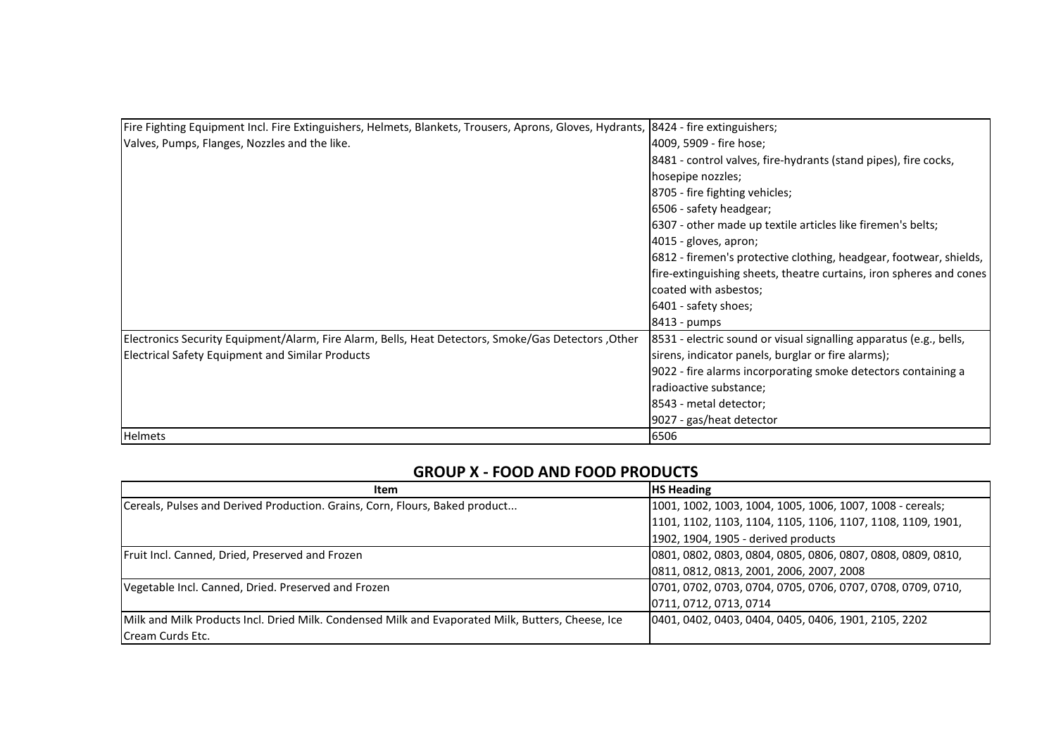| | |
|---|---|
| Fire Fighting Equipment Incl. Fire Extinguishers, Helmets, Blankets, Trousers, Aprons, Gloves, Hydrants, Valves, Pumps, Flanges, Nozzles and the like. | 8424 - fire extinguishers;<br>4009, 5909 - fire hose;<br>8481 - control valves, fire-hydrants (stand pipes), fire cocks, hosepipe nozzles;<br>8705 - fire fighting vehicles;<br>6506 - safety headgear;<br>6307 - other made up textile articles like firemen's belts;<br>4015 - gloves, apron;<br>6812 - firemen's protective clothing, headgear, footwear, shields, fire-extinguishing sheets, theatre curtains, iron spheres and cones coated with asbestos;<br>6401 - safety shoes;<br>8413 - pumps |
| Electronics Security Equipment/Alarm, Fire Alarm, Bells, Heat Detectors, Smoke/Gas Detectors ,Other Electrical Safety Equipment and Similar Products | 8531 - electric sound or visual signalling apparatus (e.g., bells, sirens, indicator panels, burglar or fire alarms);<br>9022 - fire alarms incorporating smoke detectors containing a radioactive substance;<br>8543 - metal detector;<br>9027 - gas/heat detector |
| Helmets | 6506 |

## GROUP X - FOOD AND FOOD PRODUCTS

| Item | HS Heading |
|---|---|
| Cereals, Pulses and Derived Production. Grains, Corn, Flours, Baked product... | 1001, 1002, 1003, 1004, 1005, 1006, 1007, 1008 - cereals;<br>1101, 1102, 1103, 1104, 1105, 1106, 1107, 1108, 1109, 1901, 1902, 1904, 1905 - derived products |
| Fruit Incl. Canned, Dried, Preserved and Frozen | 0801, 0802, 0803, 0804, 0805, 0806, 0807, 0808, 0809, 0810, 0811, 0812, 0813, 2001, 2006, 2007, 2008 |
| Vegetable Incl. Canned, Dried. Preserved and Frozen | 0701, 0702, 0703, 0704, 0705, 0706, 0707, 0708, 0709, 0710, 0711, 0712, 0713, 0714 |
| Milk and Milk Products Incl. Dried Milk. Condensed Milk and Evaporated Milk, Butters, Cheese, Ice Cream Curds Etc. | 0401, 0402, 0403, 0404, 0405, 0406, 1901, 2105, 2202 |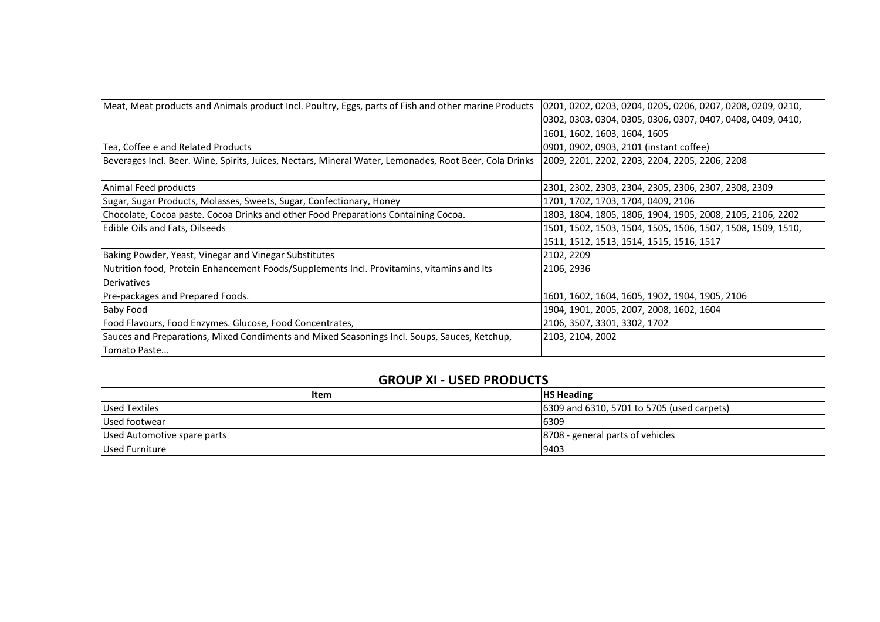| | |
|---|---|
| Meat, Meat products and Animals product Incl. Poultry, Eggs, parts of Fish and other marine Products | 0201, 0202, 0203, 0204, 0205, 0206, 0207, 0208, 0209, 0210, 0302, 0303, 0304, 0305, 0306, 0307, 0407, 0408, 0409, 0410, 1601, 1602, 1603, 1604, 1605 |
| Tea, Coffee e and Related Products | 0901, 0902, 0903, 2101 (instant coffee) |
| Beverages Incl. Beer. Wine, Spirits, Juices, Nectars, Mineral Water, Lemonades, Root Beer, Cola Drinks | 2009, 2201, 2202, 2203, 2204, 2205, 2206, 2208 |
| Animal Feed products | 2301, 2302, 2303, 2304, 2305, 2306, 2307, 2308, 2309 |
| Sugar, Sugar Products, Molasses, Sweets, Sugar, Confectionary, Honey | 1701, 1702, 1703, 1704, 0409, 2106 |
| Chocolate, Cocoa paste. Cocoa Drinks and other Food Preparations Containing Cocoa. | 1803, 1804, 1805, 1806, 1904, 1905, 2008, 2105, 2106, 2202 |
| Edible Oils and Fats, Oilseeds | 1501, 1502, 1503, 1504, 1505, 1506, 1507, 1508, 1509, 1510, 1511, 1512, 1513, 1514, 1515, 1516, 1517 |
| Baking Powder, Yeast, Vinegar and Vinegar Substitutes | 2102, 2209 |
| Nutrition food, Protein Enhancement Foods/Supplements Incl. Provitamins, vitamins and Its Derivatives | 2106, 2936 |
| Pre-packages and Prepared Foods. | 1601, 1602, 1604, 1605, 1902, 1904, 1905, 2106 |
| Baby Food | 1904, 1901, 2005, 2007, 2008, 1602, 1604 |
| Food Flavours, Food Enzymes. Glucose, Food Concentrates, | 2106, 3507, 3301, 3302, 1702 |
| Sauces and Preparations, Mixed Condiments and Mixed Seasonings Incl. Soups, Sauces, Ketchup, Tomato Paste... | 2103, 2104, 2002 |

## GROUP XI - USED PRODUCTS

| Item | HS Heading |
|---|---|
| Used Textiles | 6309 and 6310, 5701 to 5705 (used carpets) |
| Used footwear | 6309 |
| Used Automotive spare parts | 8708 - general parts of vehicles |
| Used Furniture | 9403 |